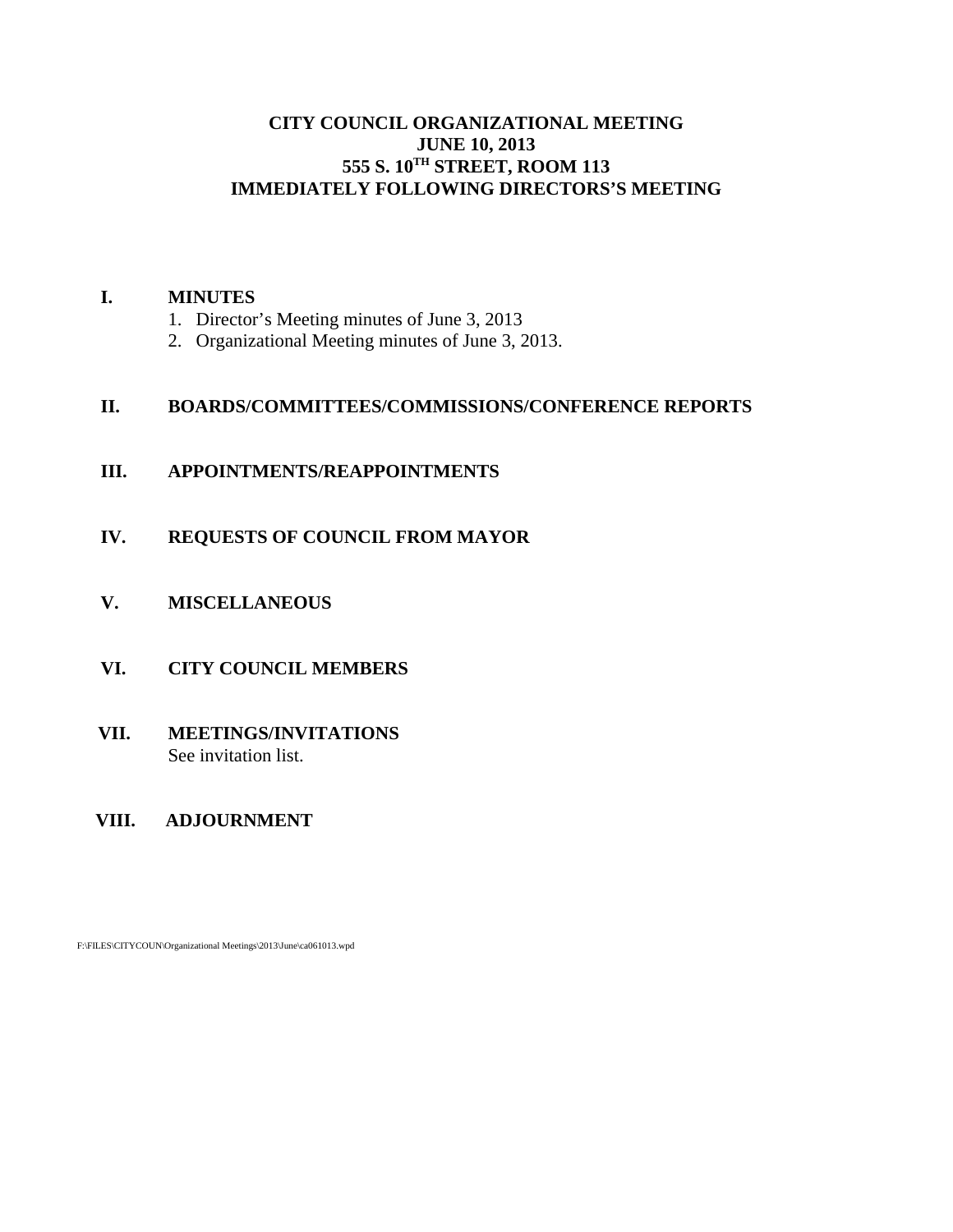# CITY COUNCIL ORGANIZATIONAL MEETING
## JUNE 10, 2013
## 555 S. 10TH STREET, ROOM 113
## IMMEDIATELY FOLLOWING DIRECTORS'S MEETING

**I. MINUTES**

1. Director's Meeting minutes of June 3, 2013
2. Organizational Meeting minutes of June 3, 2013.

**II. BOARDS/COMMITTEES/COMMISSIONS/CONFERENCE REPORTS**

**III. APPOINTMENTS/REAPPOINTMENTS**

**IV. REQUESTS OF COUNCIL FROM MAYOR**

**V. MISCELLANEOUS**

**VI. CITY COUNCIL MEMBERS**

**VII. MEETINGS/INVITATIONS**

See invitation list.

**VIII. ADJOURNMENT**

F:\FILES\CITYCOUN\Organizational Meetings\2013\June\ca061013.wpd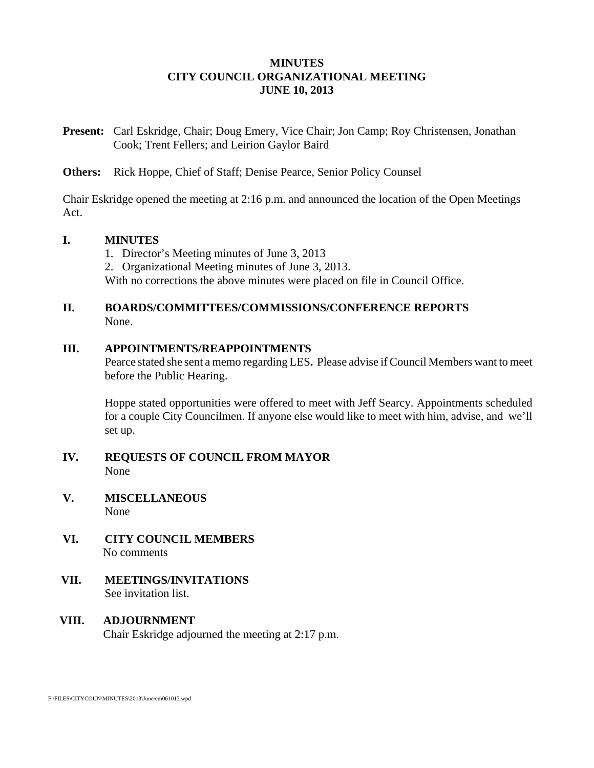**MINUTES**
**CITY COUNCIL ORGANIZATIONAL MEETING**
**JUNE 10, 2013**

**Present:** Carl Eskridge, Chair; Doug Emery, Vice Chair; Jon Camp; Roy Christensen, Jonathan Cook; Trent Fellers; and Leirion Gaylor Baird

**Others:** Rick Hoppe, Chief of Staff; Denise Pearce, Senior Policy Counsel

Chair Eskridge opened the meeting at 2:16 p.m. and announced the location of the Open Meetings Act.

## I. MINUTES

1. Director's Meeting minutes of June 3, 2013
2. Organizational Meeting minutes of June 3, 2013.

With no corrections the above minutes were placed on file in Council Office.

## II. BOARDS/COMMITTEES/COMMISSIONS/CONFERENCE REPORTS

None.

## III. APPOINTMENTS/REAPPOINTMENTS

Pearce stated she sent a memo regarding LES**.** Please advise if Council Members want to meet before the Public Hearing.

Hoppe stated opportunities were offered to meet with Jeff Searcy. Appointments scheduled for a couple City Councilmen. If anyone else would like to meet with him, advise, and we'll set up.

## IV. REQUESTS OF COUNCIL FROM MAYOR

None

## V. MISCELLANEOUS

None

## VI. CITY COUNCIL MEMBERS

No comments

## VII. MEETINGS/INVITATIONS

See invitation list.

## VIII. ADJOURNMENT

Chair Eskridge adjourned the meeting at 2:17 p.m.

F:\FILES\CITYCOUN\MINUTES\2013\June\cm061013.wpd